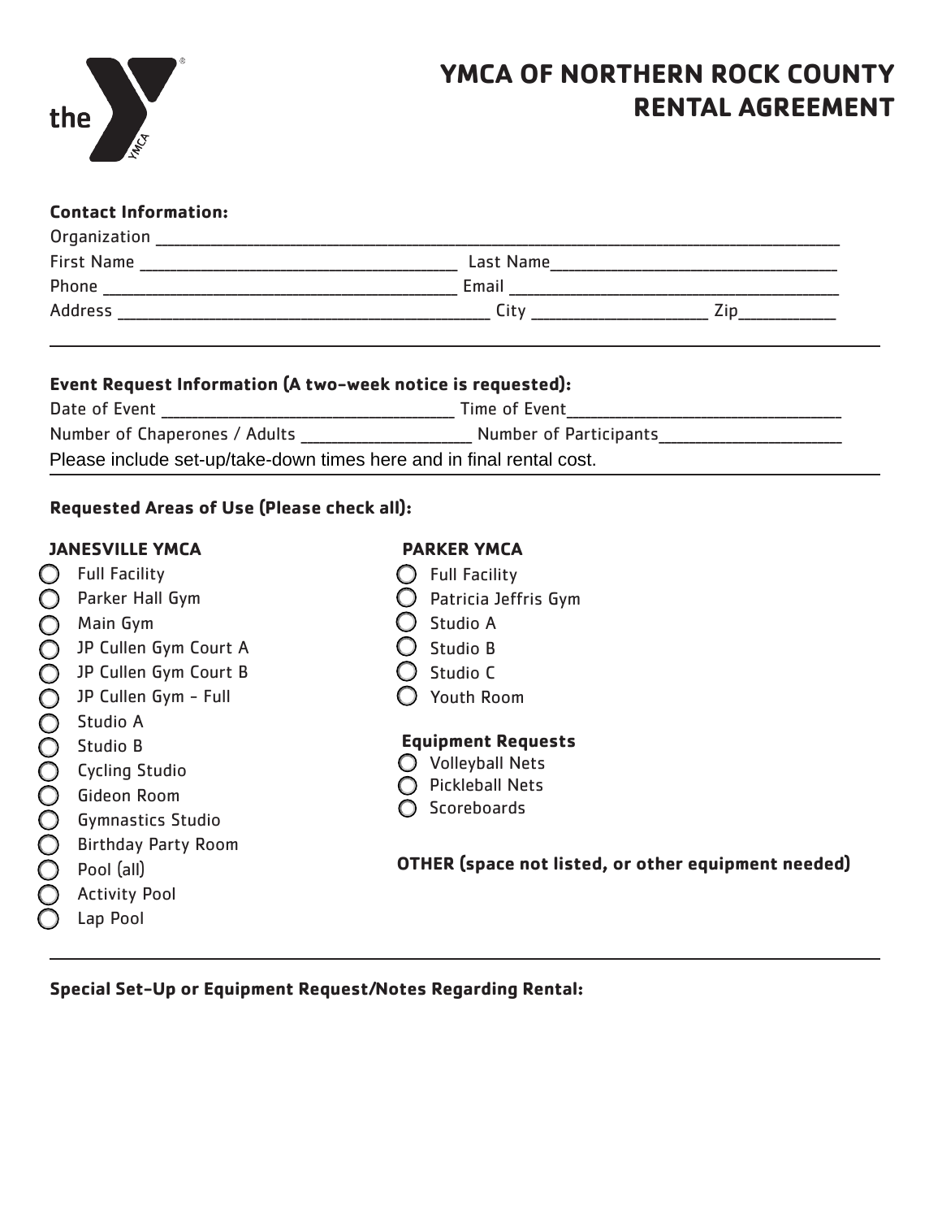the YMCA

# YMCA OF NORTHERN ROCK COUNTY RENTAL AGREEMENT

**Contact Information:**

Organization ____________________________________________

First Name ______________________ Last Name ______________________

Phone ______________________ Email ______________________

Address ______________________ City ____________ Zip ________

---

**Event Request Information (A two-week notice is requested):**

Date of Event ______________________ Time of Event ______________________

Number of Chaperones / Adults ____________ Number of Participants ____________

Please include set-up/take-down times here and in final rental cost.

---

**Requested Areas of Use (Please check all):**

**JANESVILLE YMCA**

- ○ Full Facility
- ○ Parker Hall Gym
- ○ Main Gym
- ○ JP Cullen Gym Court A
- ○ JP Cullen Gym Court B
- ○ JP Cullen Gym - Full
- ○ Studio A
- ○ Studio B
- ○ Cycling Studio
- ○ Gideon Room
- ○ Gymnastics Studio
- ○ Birthday Party Room
- ○ Pool (all)
- ○ Activity Pool
- ○ Lap Pool

**PARKER YMCA**

- ○ Full Facility
- ○ Patricia Jeffris Gym
- ○ Studio A
- ○ Studio B
- ○ Studio C
- ○ Youth Room

**Equipment Requests**

- ○ Volleyball Nets
- ○ Pickleball Nets
- ○ Scoreboards

**OTHER (space not listed, or other equipment needed)**

---

**Special Set-Up or Equipment Request/Notes Regarding Rental:**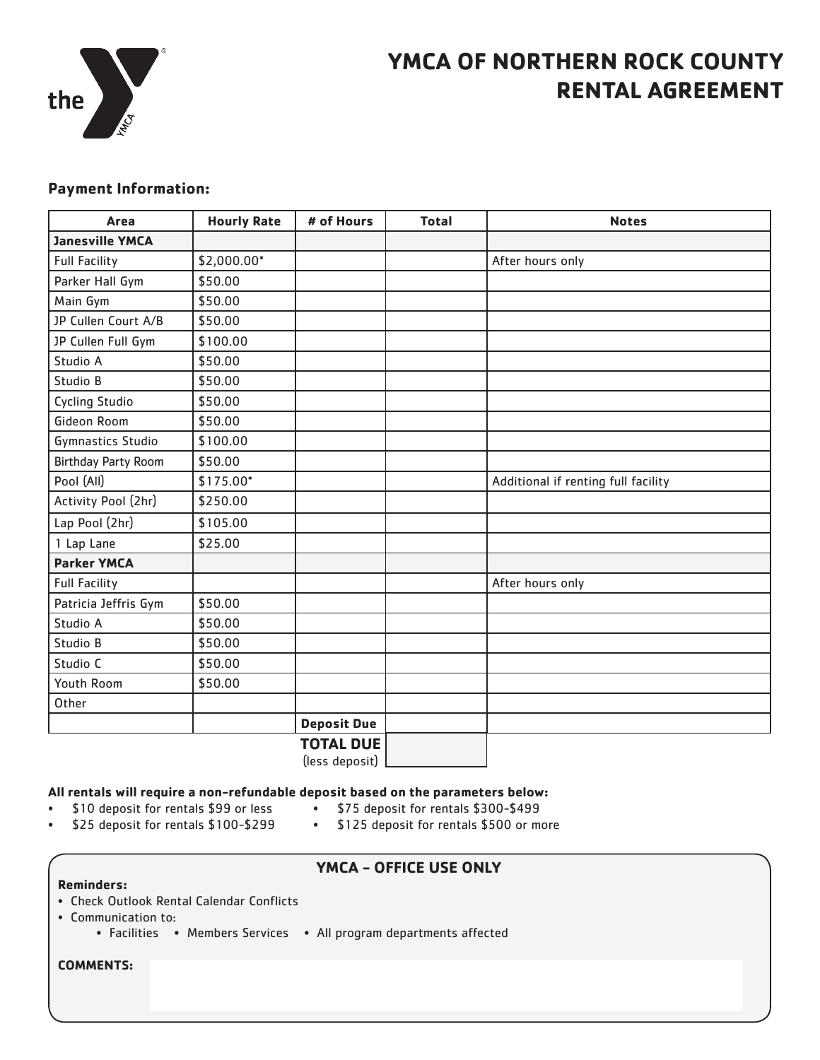# YMCA OF NORTHERN ROCK COUNTY RENTAL AGREEMENT

**Payment Information:**

| Area | Hourly Rate | # of Hours | Total | Notes |
|---|---|---|---|---|
| **Janesville YMCA** | | | | |
| Full Facility | $2,000.00* | | | After hours only |
| Parker Hall Gym | $50.00 | | | |
| Main Gym | $50.00 | | | |
| JP Cullen Court A/B | $50.00 | | | |
| JP Cullen Full Gym | $100.00 | | | |
| Studio A | $50.00 | | | |
| Studio B | $50.00 | | | |
| Cycling Studio | $50.00 | | | |
| Gideon Room | $50.00 | | | |
| Gymnastics Studio | $100.00 | | | |
| Birthday Party Room | $50.00 | | | |
| Pool (All) | $175.00* | | | Additional if renting full facility |
| Activity Pool (2hr) | $250.00 | | | |
| Lap Pool (2hr) | $105.00 | | | |
| 1 Lap Lane | $25.00 | | | |
| **Parker YMCA** | | | | |
| Full Facility | | | | After hours only |
| Patricia Jeffris Gym | $50.00 | | | |
| Studio A | $50.00 | | | |
| Studio B | $50.00 | | | |
| Studio C | $50.00 | | | |
| Youth Room | $50.00 | | | |
| Other | | | | |
| | | **Deposit Due** | | |
| | | **TOTAL DUE** (less deposit) | | |

**All rentals will require a non-refundable deposit based on the parameters below:**

- $10 deposit for rentals $99 or less
- $25 deposit for rentals $100-$299
- $75 deposit for rentals $300-$499
- $125 deposit for rentals $500 or more

### YMCA – OFFICE USE ONLY

**Reminders:**

- Check Outlook Rental Calendar Conflicts
- Communication to:
  - Facilities
  - Members Services
  - All program departments affected

**COMMENTS:**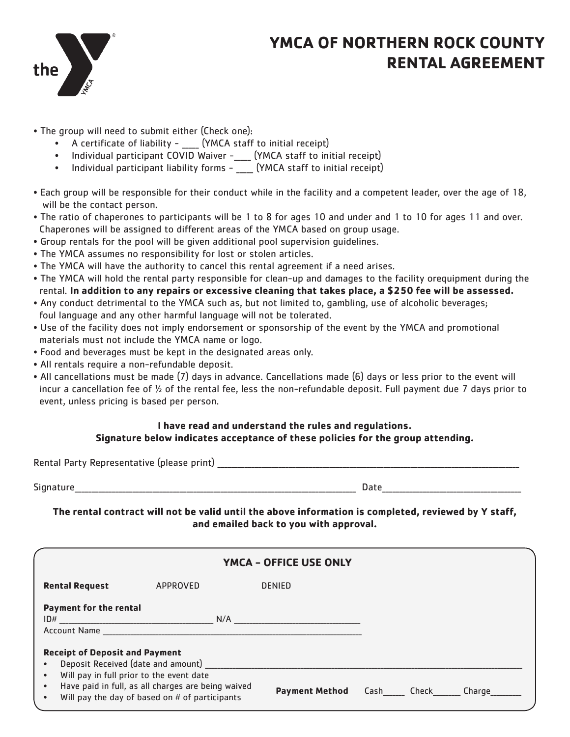# YMCA OF NORTHERN ROCK COUNTY RENTAL AGREEMENT

- The group will need to submit either (Check one):
  - A certificate of liability - ____ (YMCA staff to initial receipt)
  - Individual participant COVID Waiver -____ (YMCA staff to initial receipt)
  - Individual participant liability forms - ____ (YMCA staff to initial receipt)

- Each group will be responsible for their conduct while in the facility and a competent leader, over the age of 18, will be the contact person.
- The ratio of chaperones to participants will be 1 to 8 for ages 10 and under and 1 to 10 for ages 11 and over. Chaperones will be assigned to different areas of the YMCA based on group usage.
- Group rentals for the pool will be given additional pool supervision guidelines.
- The YMCA assumes no responsibility for lost or stolen articles.
- The YMCA will have the authority to cancel this rental agreement if a need arises.
- The YMCA will hold the rental party responsible for clean-up and damages to the facility orequipment during the rental. **In addition to any repairs or excessive cleaning that takes place, a $250 fee will be assessed.**
- Any conduct detrimental to the YMCA such as, but not limited to, gambling, use of alcoholic beverages; foul language and any other harmful language will not be tolerated.
- Use of the facility does not imply endorsement or sponsorship of the event by the YMCA and promotional materials must not include the YMCA name or logo.
- Food and beverages must be kept in the designated areas only.
- All rentals require a non-refundable deposit.
- All cancellations must be made (7) days in advance. Cancellations made (6) days or less prior to the event will incur a cancellation fee of ½ of the rental fee, less the non-refundable deposit. Full payment due 7 days prior to event, unless pricing is based per person.

**I have read and understand the rules and regulations.**
**Signature below indicates acceptance of these policies for the group attending.**

Rental Party Representative (please print) ________________________________________________

Signature____________________________________________ Date______________________

**The rental contract will not be valid until the above information is completed, reviewed by Y staff, and emailed back to you with approval.**

### YMCA – OFFICE USE ONLY

**Rental Request** APPROVED DENIED

**Payment for the rental**
ID# ________________________ N/A ____________________
Account Name ______________________________________________

**Receipt of Deposit and Payment**
- Deposit Received (date and amount) ____________________________________________
- Will pay in full prior to the event date
- Have paid in full, as all charges are being waived
- Will pay the day of based on # of participants

**Payment Method** Cash_____ Check______ Charge_______